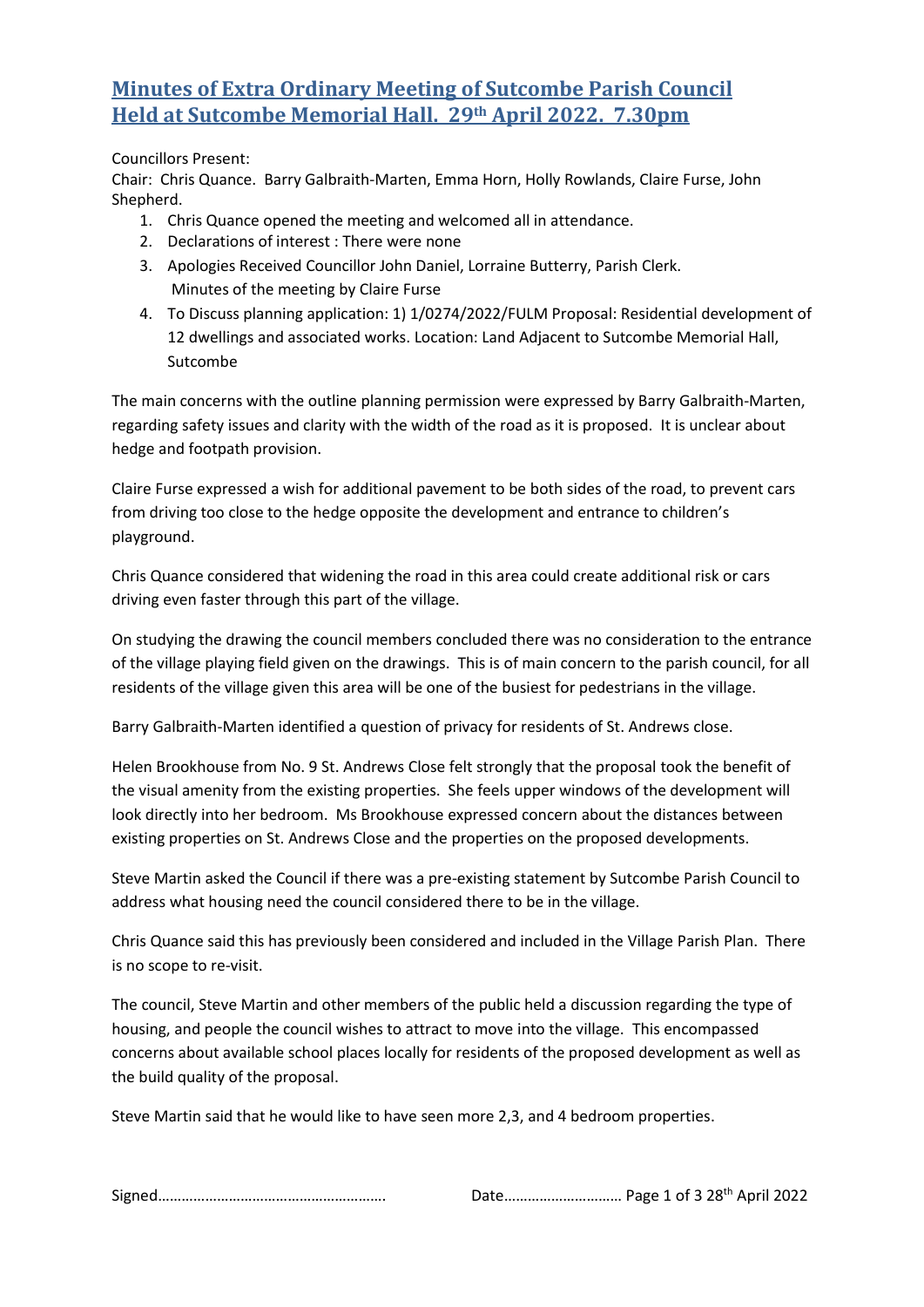# Minutes of Extra Ordinary Meeting of Sutcombe Parish Council Held at Sutcombe Memorial Hall. 29th April 2022. 7.30pm

Councillors Present:
Chair: Chris Quance. Barry Galbraith-Marten, Emma Horn, Holly Rowlands, Claire Furse, John Shepherd.

1. Chris Quance opened the meeting and welcomed all in attendance.
2. Declarations of interest : There were none
3. Apologies Received Councillor John Daniel, Lorraine Butterry, Parish Clerk.
   Minutes of the meeting by Claire Furse
4. To Discuss planning application: 1) 1/0274/2022/FULM Proposal: Residential development of 12 dwellings and associated works. Location: Land Adjacent to Sutcombe Memorial Hall, Sutcombe

The main concerns with the outline planning permission were expressed by Barry Galbraith-Marten, regarding safety issues and clarity with the width of the road as it is proposed. It is unclear about hedge and footpath provision.

Claire Furse expressed a wish for additional pavement to be both sides of the road, to prevent cars from driving too close to the hedge opposite the development and entrance to children's playground.

Chris Quance considered that widening the road in this area could create additional risk or cars driving even faster through this part of the village.

On studying the drawing the council members concluded there was no consideration to the entrance of the village playing field given on the drawings. This is of main concern to the parish council, for all residents of the village given this area will be one of the busiest for pedestrians in the village.

Barry Galbraith-Marten identified a question of privacy for residents of St. Andrews close.

Helen Brookhouse from No. 9 St. Andrews Close felt strongly that the proposal took the benefit of the visual amenity from the existing properties. She feels upper windows of the development will look directly into her bedroom. Ms Brookhouse expressed concern about the distances between existing properties on St. Andrews Close and the properties on the proposed developments.

Steve Martin asked the Council if there was a pre-existing statement by Sutcombe Parish Council to address what housing need the council considered there to be in the village.

Chris Quance said this has previously been considered and included in the Village Parish Plan. There is no scope to re-visit.

The council, Steve Martin and other members of the public held a discussion regarding the type of housing, and people the council wishes to attract to move into the village. This encompassed concerns about available school places locally for residents of the proposed development as well as the build quality of the proposal.

Steve Martin said that he would like to have seen more 2,3, and 4 bedroom properties.

Signed………………………………………………… Date……………………… 28th April 2022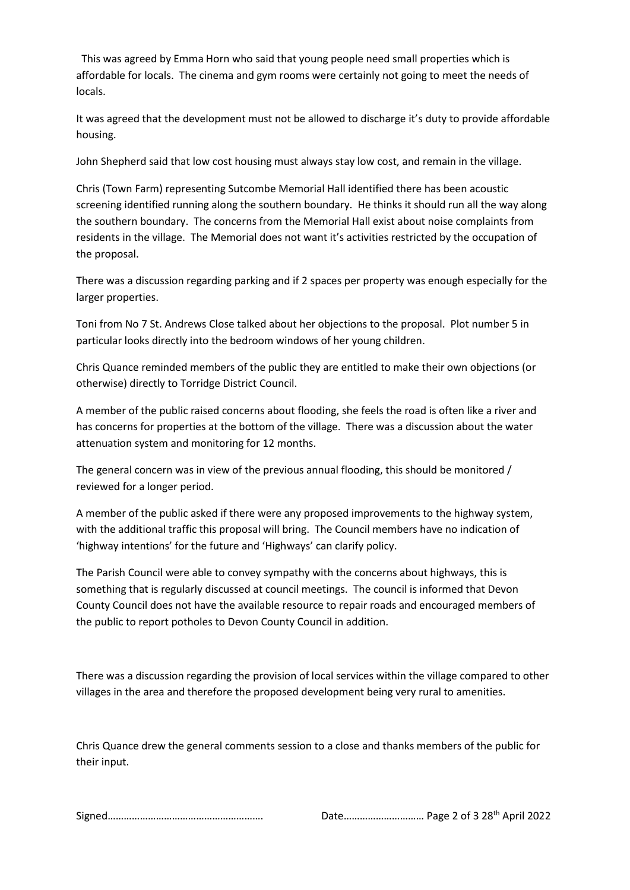This was agreed by Emma Horn who said that young people need small properties which is affordable for locals. The cinema and gym rooms were certainly not going to meet the needs of locals.

It was agreed that the development must not be allowed to discharge it's duty to provide affordable housing.

John Shepherd said that low cost housing must always stay low cost, and remain in the village.

Chris (Town Farm) representing Sutcombe Memorial Hall identified there has been acoustic screening identified running along the southern boundary. He thinks it should run all the way along the southern boundary. The concerns from the Memorial Hall exist about noise complaints from residents in the village. The Memorial does not want it's activities restricted by the occupation of the proposal.

There was a discussion regarding parking and if 2 spaces per property was enough especially for the larger properties.

Toni from No 7 St. Andrews Close talked about her objections to the proposal. Plot number 5 in particular looks directly into the bedroom windows of her young children.

Chris Quance reminded members of the public they are entitled to make their own objections (or otherwise) directly to Torridge District Council.

A member of the public raised concerns about flooding, she feels the road is often like a river and has concerns for properties at the bottom of the village. There was a discussion about the water attenuation system and monitoring for 12 months.

The general concern was in view of the previous annual flooding, this should be monitored / reviewed for a longer period.

A member of the public asked if there were any proposed improvements to the highway system, with the additional traffic this proposal will bring. The Council members have no indication of 'highway intentions' for the future and 'Highways' can clarify policy.

The Parish Council were able to convey sympathy with the concerns about highways, this is something that is regularly discussed at council meetings. The council is informed that Devon County Council does not have the available resource to repair roads and encouraged members of the public to report potholes to Devon County Council in addition.

There was a discussion regarding the provision of local services within the village compared to other villages in the area and therefore the proposed development being very rural to amenities.

Chris Quance drew the general comments session to a close and thanks members of the public for their input.

Signed………………………………………………. Date………………………… 28th April 2022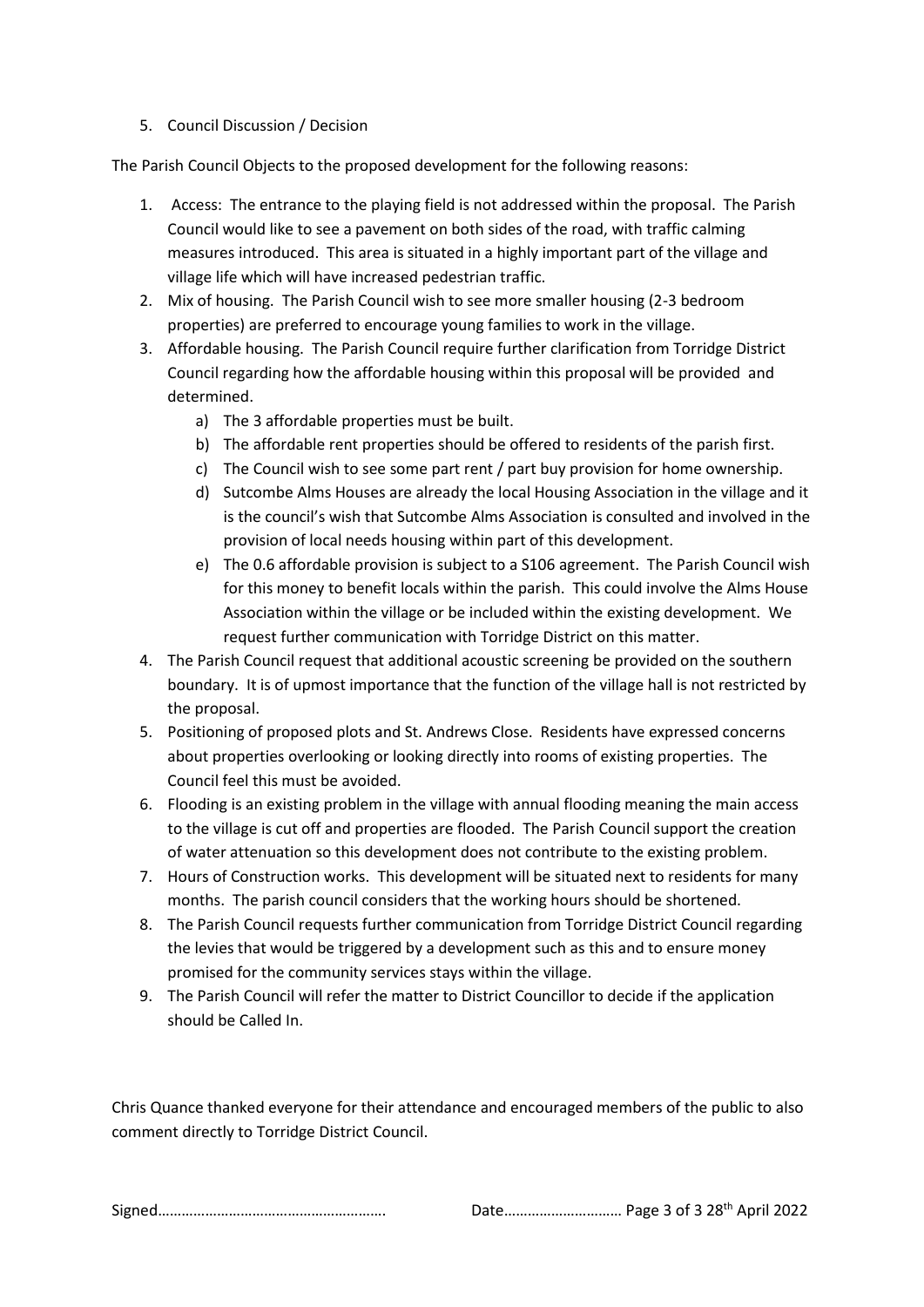5. Council Discussion / Decision

The Parish Council Objects to the proposed development for the following reasons:

1. Access: The entrance to the playing field is not addressed within the proposal. The Parish Council would like to see a pavement on both sides of the road, with traffic calming measures introduced. This area is situated in a highly important part of the village and village life which will have increased pedestrian traffic.
2. Mix of housing. The Parish Council wish to see more smaller housing (2-3 bedroom properties) are preferred to encourage young families to work in the village.
3. Affordable housing. The Parish Council require further clarification from Torridge District Council regarding how the affordable housing within this proposal will be provided and determined.
   a) The 3 affordable properties must be built.
   b) The affordable rent properties should be offered to residents of the parish first.
   c) The Council wish to see some part rent / part buy provision for home ownership.
   d) Sutcombe Alms Houses are already the local Housing Association in the village and it is the council's wish that Sutcombe Alms Association is consulted and involved in the provision of local needs housing within part of this development.
   e) The 0.6 affordable provision is subject to a S106 agreement. The Parish Council wish for this money to benefit locals within the parish. This could involve the Alms House Association within the village or be included within the existing development. We request further communication with Torridge District on this matter.
4. The Parish Council request that additional acoustic screening be provided on the southern boundary. It is of upmost importance that the function of the village hall is not restricted by the proposal.
5. Positioning of proposed plots and St. Andrews Close. Residents have expressed concerns about properties overlooking or looking directly into rooms of existing properties. The Council feel this must be avoided.
6. Flooding is an existing problem in the village with annual flooding meaning the main access to the village is cut off and properties are flooded. The Parish Council support the creation of water attenuation so this development does not contribute to the existing problem.
7. Hours of Construction works. This development will be situated next to residents for many months. The parish council considers that the working hours should be shortened.
8. The Parish Council requests further communication from Torridge District Council regarding the levies that would be triggered by a development such as this and to ensure money promised for the community services stays within the village.
9. The Parish Council will refer the matter to District Councillor to decide if the application should be Called In.

Chris Quance thanked everyone for their attendance and encouraged members of the public to also comment directly to Torridge District Council.

Signed…………………………………………………. Date……………………… 28th April 2022